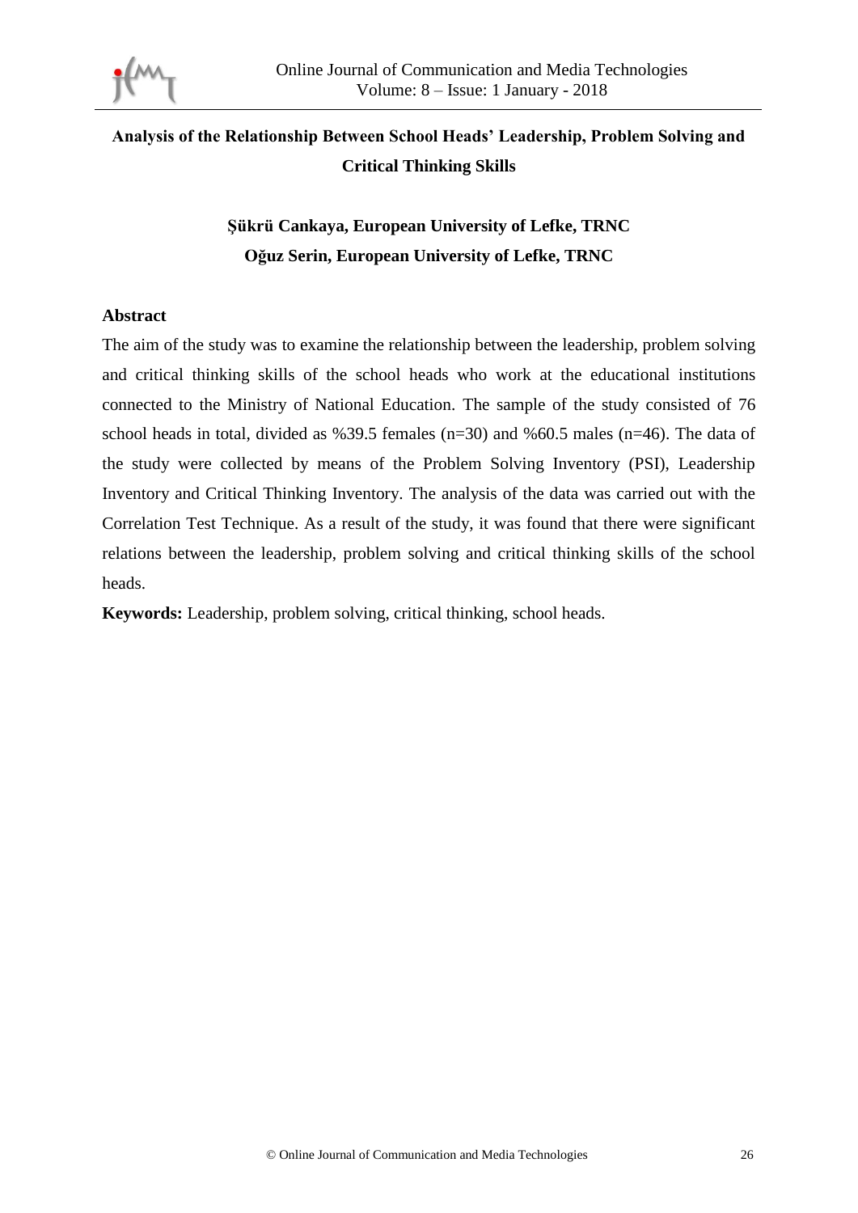# Analysis of the Relationship Between School Heads' Leadership, Problem Solving and Critical Thinking Skills

**Şükrü Cankaya, European University of Lefke, TRNC**
**Oğuz Serin, European University of Lefke, TRNC**

## Abstract

The aim of the study was to examine the relationship between the leadership, problem solving and critical thinking skills of the school heads who work at the educational institutions connected to the Ministry of National Education. The sample of the study consisted of 76 school heads in total, divided as %39.5 females (n=30) and %60.5 males (n=46). The data of the study were collected by means of the Problem Solving Inventory (PSI), Leadership Inventory and Critical Thinking Inventory. The analysis of the data was carried out with the Correlation Test Technique. As a result of the study, it was found that there were significant relations between the leadership, problem solving and critical thinking skills of the school heads.

**Keywords:** Leadership, problem solving, critical thinking, school heads.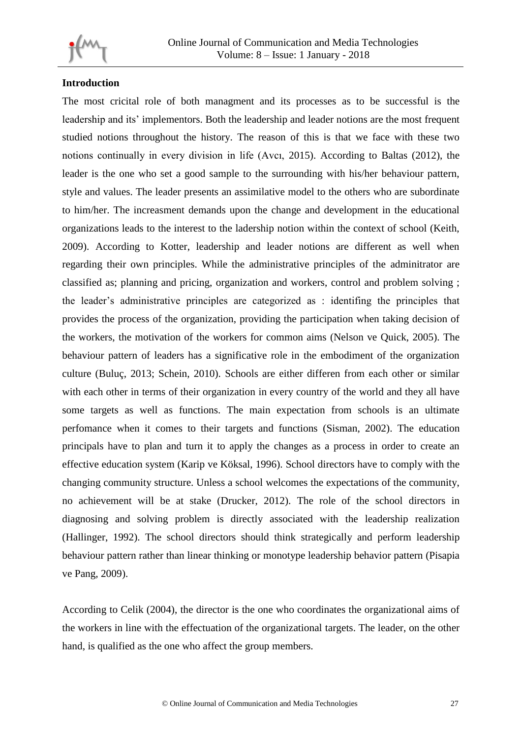**Introduction**

The most cricital role of both managment and its processes as to be successful is the leadership and its' implementors. Both the leadership and leader notions are the most frequent studied notions throughout the history. The reason of this is that we face with these two notions continually in every division in life (Avcı, 2015). According to Baltas (2012), the leader is the one who set a good sample to the surrounding with his/her behaviour pattern, style and values. The leader presents an assimilative model to the others who are subordinate to him/her. The increasment demands upon the change and development in the educational organizations leads to the interest to the ladership notion within the context of school (Keith, 2009). According to Kotter, leadership and leader notions are different as well when regarding their own principles. While the administrative principles of the adminitrator are classified as; planning and pricing, organization and workers, control and problem solving ; the leader's administrative principles are categorized as : identifing the principles that provides the process of the organization, providing the participation when taking decision of the workers, the motivation of the workers for common aims (Nelson ve Quick, 2005). The behaviour pattern of leaders has a significative role in the embodiment of the organization culture (Buluç, 2013; Schein, 2010). Schools are either differen from each other or similar with each other in terms of their organization in every country of the world and they all have some targets as well as functions. The main expectation from schools is an ultimate perfomance when it comes to their targets and functions (Sisman, 2002). The education principals have to plan and turn it to apply the changes as a process in order to create an effective education system (Karip ve Köksal, 1996). School directors have to comply with the changing community structure. Unless a school welcomes the expectations of the community, no achievement will be at stake (Drucker, 2012). The role of the school directors in diagnosing and solving problem is directly associated with the leadership realization (Hallinger, 1992). The school directors should think strategically and perform leadership behaviour pattern rather than linear thinking or monotype leadership behavior pattern (Pisapia ve Pang, 2009).

According to Celik (2004), the director is the one who coordinates the organizational aims of the workers in line with the effectuation of the organizational targets. The leader, on the other hand, is qualified as the one who affect the group members.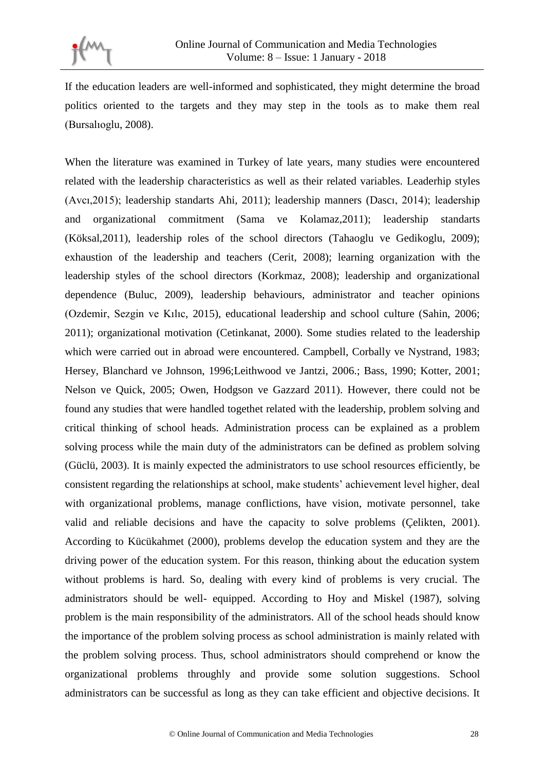If the education leaders are well-informed and sophisticated, they might determine the broad politics oriented to the targets and they may step in the tools as to make them real (Bursalıoglu, 2008).

When the literature was examined in Turkey of late years, many studies were encountered related with the leadership characteristics as well as their related variables. Leaderhip styles (Avcı,2015); leadership standarts Ahi, 2011); leadership manners (Dascı, 2014); leadership and organizational commitment (Sama ve Kolamaz,2011); leadership standarts (Köksal,2011), leadership roles of the school directors (Tahaoglu ve Gedikoglu, 2009); exhaustion of the leadership and teachers (Cerit, 2008); learning organization with the leadership styles of the school directors (Korkmaz, 2008); leadership and organizational dependence (Buluc, 2009), leadership behaviours, administrator and teacher opinions (Ozdemir, Sezgin ve Kılıc, 2015), educational leadership and school culture (Sahin, 2006; 2011); organizational motivation (Cetinkanat, 2000). Some studies related to the leadership which were carried out in abroad were encountered. Campbell, Corbally ve Nystrand, 1983; Hersey, Blanchard ve Johnson, 1996;Leithwood ve Jantzi, 2006.; Bass, 1990; Kotter, 2001; Nelson ve Quick, 2005; Owen, Hodgson ve Gazzard 2011). However, there could not be found any studies that were handled togethet related with the leadership, problem solving and critical thinking of school heads. Administration process can be explained as a problem solving process while the main duty of the administrators can be defined as problem solving (Güclü, 2003). It is mainly expected the administrators to use school resources efficiently, be consistent regarding the relationships at school, make students' achievement level higher, deal with organizational problems, manage conflictions, have vision, motivate personnel, take valid and reliable decisions and have the capacity to solve problems (Çelikten, 2001). According to Kücükahmet (2000), problems develop the education system and they are the driving power of the education system. For this reason, thinking about the education system without problems is hard. So, dealing with every kind of problems is very crucial. The administrators should be well- equipped. According to Hoy and Miskel (1987), solving problem is the main responsibility of the administrators. All of the school heads should know the importance of the problem solving process as school administration is mainly related with the problem solving process. Thus, school administrators should comprehend or know the organizational problems throughly and provide some solution suggestions. School administrators can be successful as long as they can take efficient and objective decisions. It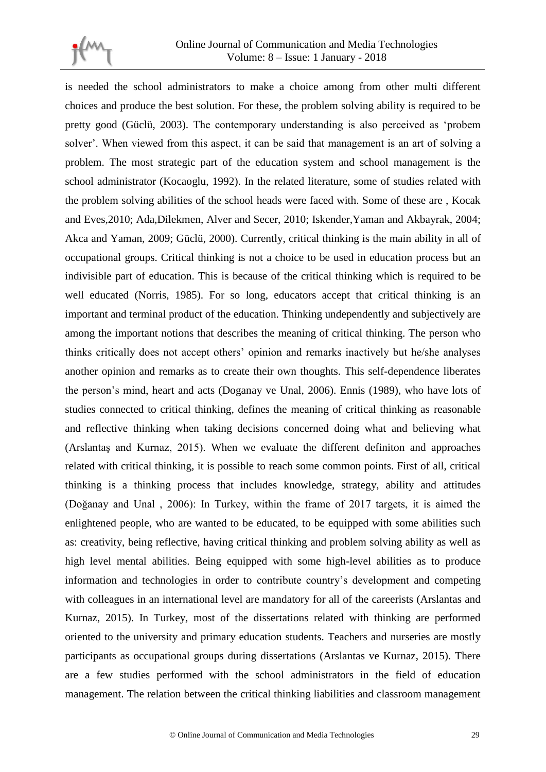is needed the school administrators to make a choice among from other multi different choices and produce the best solution. For these, the problem solving ability is required to be pretty good (Güclü, 2003). The contemporary understanding is also perceived as 'probem solver'. When viewed from this aspect, it can be said that management is an art of solving a problem. The most strategic part of the education system and school management is the school administrator (Kocaoglu, 1992). In the related literature, some of studies related with the problem solving abilities of the school heads were faced with. Some of these are , Kocak and Eves,2010; Ada,Dilekmen, Alver and Secer, 2010; Iskender,Yaman and Akbayrak, 2004; Akca and Yaman, 2009; Güclü, 2000). Currently, critical thinking is the main ability in all of occupational groups. Critical thinking is not a choice to be used in education process but an indivisible part of education. This is because of the critical thinking which is required to be well educated (Norris, 1985). For so long, educators accept that critical thinking is an important and terminal product of the education. Thinking undependently and subjectively are among the important notions that describes the meaning of critical thinking. The person who thinks critically does not accept others' opinion and remarks inactively but he/she analyses another opinion and remarks as to create their own thoughts. This self-dependence liberates the person's mind, heart and acts (Doganay ve Unal, 2006). Ennis (1989), who have lots of studies connected to critical thinking, defines the meaning of critical thinking as reasonable and reflective thinking when taking decisions concerned doing what and believing what (Arslantaş and Kurnaz, 2015). When we evaluate the different definiton and approaches related with critical thinking, it is possible to reach some common points. First of all, critical thinking is a thinking process that includes knowledge, strategy, ability and attitudes (Doğanay and Unal , 2006): In Turkey, within the frame of 2017 targets, it is aimed the enlightened people, who are wanted to be educated, to be equipped with some abilities such as: creativity, being reflective, having critical thinking and problem solving ability as well as high level mental abilities. Being equipped with some high-level abilities as to produce information and technologies in order to contribute country's development and competing with colleagues in an international level are mandatory for all of the careerists (Arslantas and Kurnaz, 2015). In Turkey, most of the dissertations related with thinking are performed oriented to the university and primary education students. Teachers and nurseries are mostly participants as occupational groups during dissertations (Arslantas ve Kurnaz, 2015). There are a few studies performed with the school administrators in the field of education management. The relation between the critical thinking liabilities and classroom management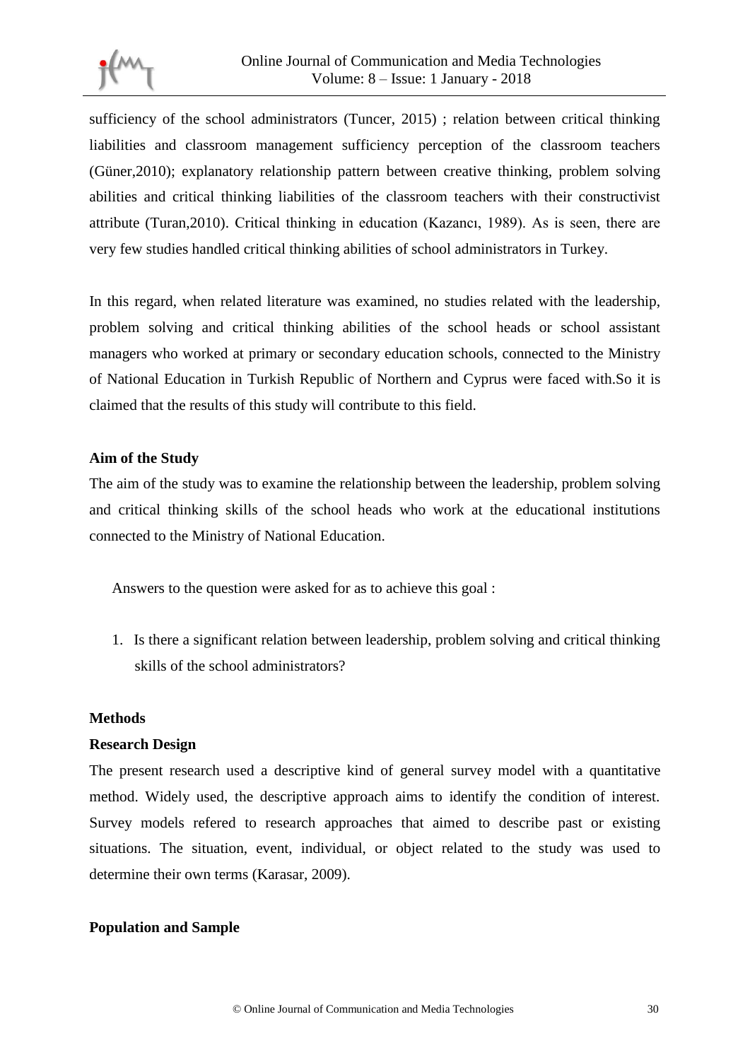sufficiency of the school administrators (Tuncer, 2015) ; relation between critical thinking liabilities and classroom management sufficiency perception of the classroom teachers (Güner,2010); explanatory relationship pattern between creative thinking, problem solving abilities and critical thinking liabilities of the classroom teachers with their constructivist attribute (Turan,2010). Critical thinking in education (Kazancı, 1989). As is seen, there are very few studies handled critical thinking abilities of school administrators in Turkey.

In this regard, when related literature was examined, no studies related with the leadership, problem solving and critical thinking abilities of the school heads or school assistant managers who worked at primary or secondary education schools, connected to the Ministry of National Education in Turkish Republic of Northern and Cyprus were faced with.So it is claimed that the results of this study will contribute to this field.

**Aim of the Study**

The aim of the study was to examine the relationship between the leadership, problem solving and critical thinking skills of the school heads who work at the educational institutions connected to the Ministry of National Education.

Answers to the question were asked for as to achieve this goal :

1. Is there a significant relation between leadership, problem solving and critical thinking skills of the school administrators?

**Methods**

**Research Design**

The present research used a descriptive kind of general survey model with a quantitative method. Widely used, the descriptive approach aims to identify the condition of interest. Survey models refered to research approaches that aimed to describe past or existing situations. The situation, event, individual, or object related to the study was used to determine their own terms (Karasar, 2009).

**Population and Sample**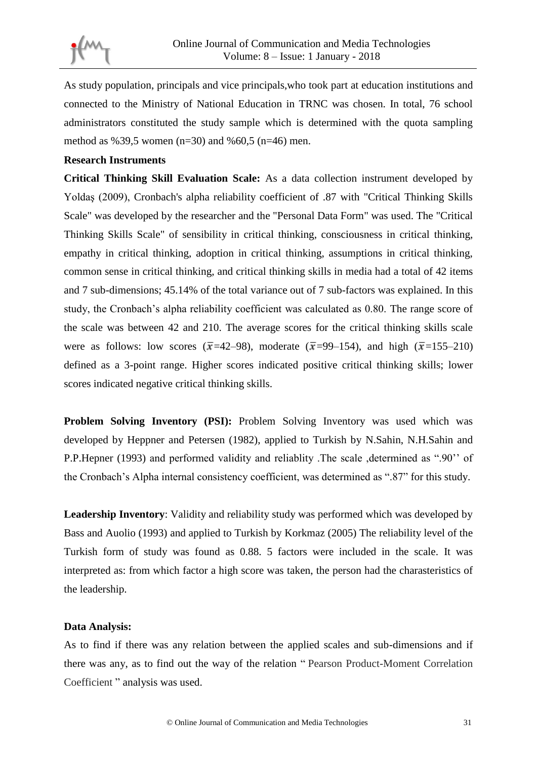As study population, principals and vice principals,who took part at education institutions and connected to the Ministry of National Education in TRNC was chosen. In total, 76 school administrators constituted the study sample which is determined with the quota sampling method as %39,5 women (n=30) and %60,5 (n=46) men.

**Research Instruments**

**Critical Thinking Skill Evaluation Scale:** As a data collection instrument developed by Yoldaş (2009), Cronbach's alpha reliability coefficient of .87 with "Critical Thinking Skills Scale" was developed by the researcher and the "Personal Data Form" was used. The "Critical Thinking Skills Scale" of sensibility in critical thinking, consciousness in critical thinking, empathy in critical thinking, adoption in critical thinking, assumptions in critical thinking, common sense in critical thinking, and critical thinking skills in media had a total of 42 items and 7 sub-dimensions; 45.14% of the total variance out of 7 sub-factors was explained. In this study, the Cronbach's alpha reliability coefficient was calculated as 0.80. The range score of the scale was between 42 and 210. The average scores for the critical thinking skills scale were as follows: low scores ($\bar{x}$=42–98), moderate ($\bar{x}$=99–154), and high ($\bar{x}$=155–210) defined as a 3-point range. Higher scores indicated positive critical thinking skills; lower scores indicated negative critical thinking skills.

**Problem Solving Inventory (PSI):** Problem Solving Inventory was used which was developed by Heppner and Petersen (1982), applied to Turkish by N.Sahin, N.H.Sahin and P.P.Hepner (1993) and performed validity and reliablity .The scale ,determined as ".90'' of the Cronbach's Alpha internal consistency coefficient, was determined as ".87" for this study.

**Leadership Inventory**: Validity and reliability study was performed which was developed by Bass and Auolio (1993) and applied to Turkish by Korkmaz (2005) The reliability level of the Turkish form of study was found as 0.88. 5 factors were included in the scale. It was interpreted as: from which factor a high score was taken, the person had the charasteristics of the leadership.

**Data Analysis:**

As to find if there was any relation between the applied scales and sub-dimensions and if there was any, as to find out the way of the relation " Pearson Product-Moment Correlation Coefficient " analysis was used.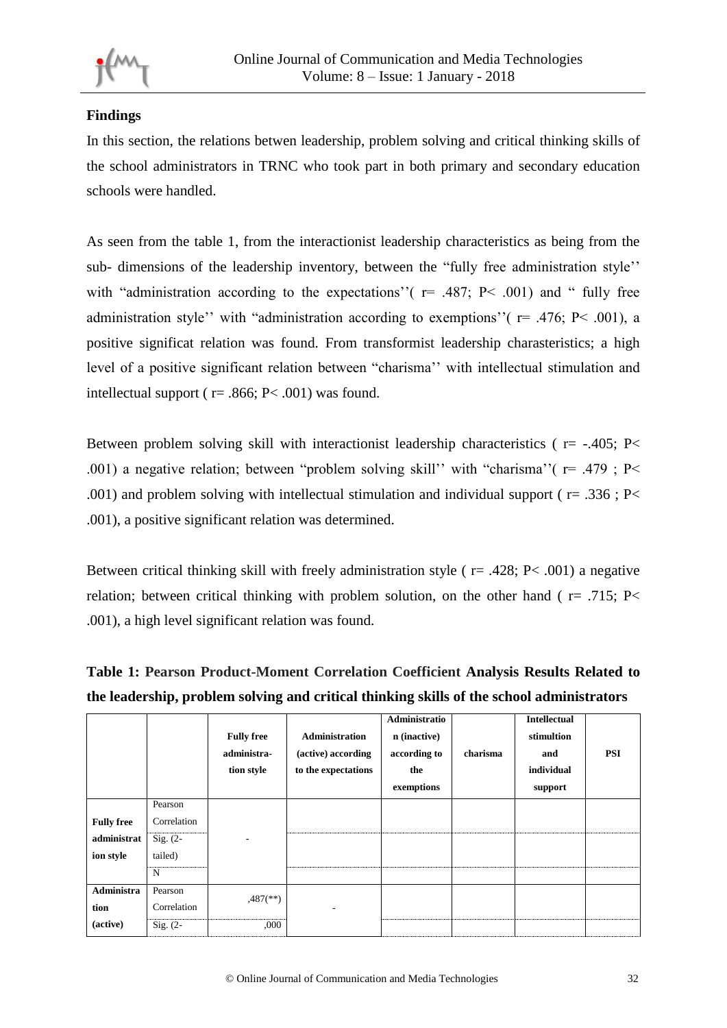**Findings**

In this section, the relations betwen leadership, problem solving and critical thinking skills of the school administrators in TRNC who took part in both primary and secondary education schools were handled.

As seen from the table 1, from the interactionist leadership characteristics as being from the sub- dimensions of the leadership inventory, between the "fully free administration style'' with "administration according to the expectations''( r= .487; P< .001) and " fully free administration style'' with "administration according to exemptions''( r= .476; P< .001), a positive significat relation was found. From transformist leadership charasteristics; a high level of a positive significant relation between "charisma'' with intellectual stimulation and intellectual support ( r= .866; P< .001) was found.

Between problem solving skill with interactionist leadership characteristics ( r= -.405; P< .001) a negative relation; between "problem solving skill'' with "charisma''( r= .479 ; P< .001) and problem solving with intellectual stimulation and individual support ( r= .336 ; P< .001), a positive significant relation was determined.

Between critical thinking skill with freely administration style ( r= .428; P< .001) a negative relation; between critical thinking with problem solution, on the other hand ( r= .715; P< .001), a high level significant relation was found.

**Table 1: Pearson Product-Moment Correlation Coefficient Analysis Results Related to the leadership, problem solving and critical thinking skills of the school administrators**

| | | Fully free administra-tion style | Administration (active) according to the expectations | Administration (inactive) according to the exemptions | charisma | Intellectual stimultion and individual support | PSI |
|---|---|---|---|---|---|---|---|
| **Fully free administration style** | Pearson Correlation | - | | | | | |
| | Sig. (2-tailed) | | | | | | |
| | N | | | | | | |
| **Administration (active)** | Pearson Correlation | ,487(**) | - | | | | |
| | Sig. (2- | ,000 | | | | | |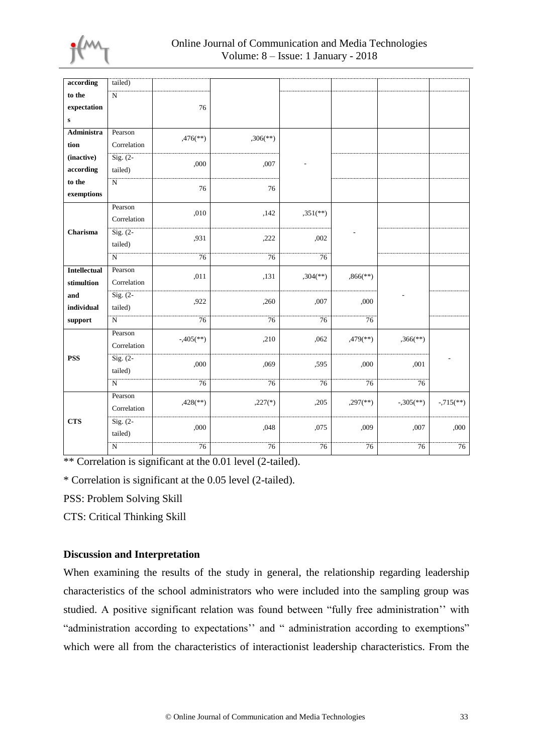| | | | | | | | |
|---|---|---|---|---|---|---|---|
| **according to the expectations** | tailed) | | | | | | |
| | N | 76 | | | | | |
| **Administration (inactive) according to the exemptions** | Pearson Correlation | ,476(**) | ,306(**) | - | | | |
| | Sig. (2-tailed) | ,000 | ,007 | | | | |
| | N | 76 | 76 | | | | |
| **Charisma** | Pearson Correlation | ,010 | ,142 | ,351(**) | - | | |
| | Sig. (2-tailed) | ,931 | ,222 | ,002 | | | |
| | N | 76 | 76 | 76 | | | |
| **Intellectual stimultion and individual support** | Pearson Correlation | ,011 | ,131 | ,304(**) | ,866(**) | - | |
| | Sig. (2-tailed) | ,922 | ,260 | ,007 | ,000 | | |
| | N | 76 | 76 | 76 | 76 | | |
| **PSS** | Pearson Correlation | -,405(**) | ,210 | ,062 | ,479(**) | ,366(**) | - |
| | Sig. (2-tailed) | ,000 | ,069 | ,595 | ,000 | ,001 | |
| | N | 76 | 76 | 76 | 76 | 76 | |
| **CTS** | Pearson Correlation | ,428(**) | ,227(*) | ,205 | ,297(**) | -,305(**) | -,715(**) |
| | Sig. (2-tailed) | ,000 | ,048 | ,075 | ,009 | ,007 | ,000 |
| | N | 76 | 76 | 76 | 76 | 76 | 76 |

** Correlation is significant at the 0.01 level (2-tailed).

* Correlation is significant at the 0.05 level (2-tailed).

PSS: Problem Solving Skill

CTS: Critical Thinking Skill

### Discussion and Interpretation

When examining the results of the study in general, the relationship regarding leadership characteristics of the school administrators who were included into the sampling group was studied. A positive significant relation was found between "fully free administration'' with "administration according to expectations'' and " administration according to exemptions" which were all from the characteristics of interactionist leadership characteristics. From the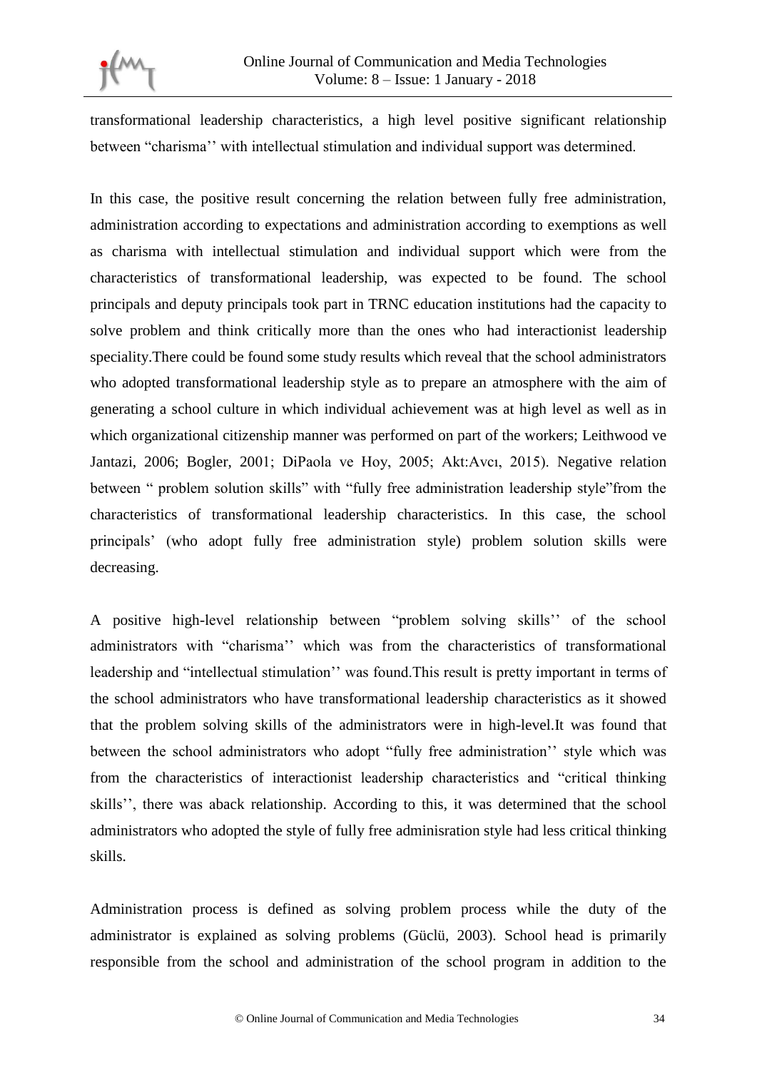transformational leadership characteristics, a high level positive significant relationship between "charisma'' with intellectual stimulation and individual support was determined.

In this case, the positive result concerning the relation between fully free administration, administration according to expectations and administration according to exemptions as well as charisma with intellectual stimulation and individual support which were from the characteristics of transformational leadership, was expected to be found. The school principals and deputy principals took part in TRNC education institutions had the capacity to solve problem and think critically more than the ones who had interactionist leadership speciality.There could be found some study results which reveal that the school administrators who adopted transformational leadership style as to prepare an atmosphere with the aim of generating a school culture in which individual achievement was at high level as well as in which organizational citizenship manner was performed on part of the workers; Leithwood ve Jantazi, 2006; Bogler, 2001; DiPaola ve Hoy, 2005; Akt:Avcı, 2015). Negative relation between " problem solution skills" with "fully free administration leadership style"from the characteristics of transformational leadership characteristics. In this case, the school principals' (who adopt fully free administration style) problem solution skills were decreasing.

A positive high-level relationship between "problem solving skills'' of the school administrators with "charisma'' which was from the characteristics of transformational leadership and "intellectual stimulation'' was found.This result is pretty important in terms of the school administrators who have transformational leadership characteristics as it showed that the problem solving skills of the administrators were in high-level.It was found that between the school administrators who adopt "fully free administration'' style which was from the characteristics of interactionist leadership characteristics and "critical thinking skills'', there was aback relationship. According to this, it was determined that the school administrators who adopted the style of fully free adminisration style had less critical thinking skills.

Administration process is defined as solving problem process while the duty of the administrator is explained as solving problems (Güclü, 2003). School head is primarily responsible from the school and administration of the school program in addition to the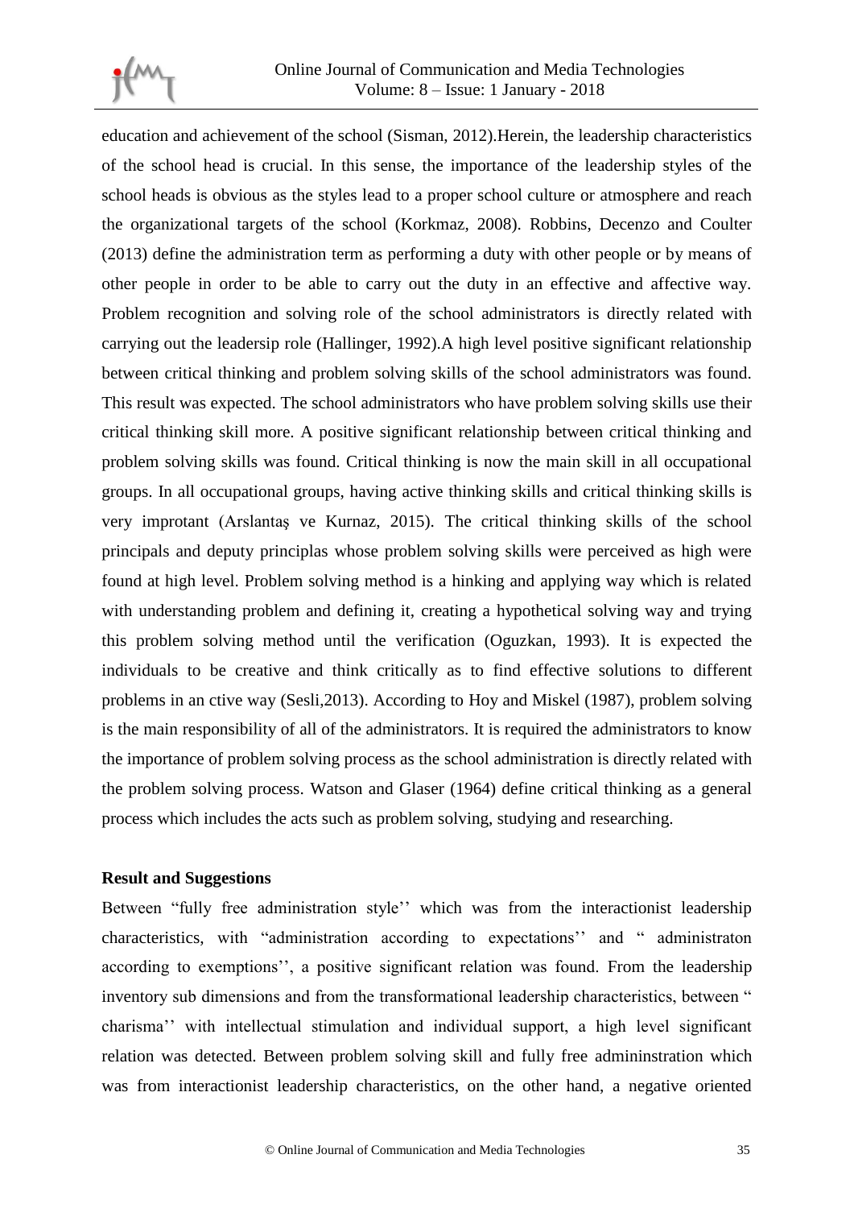education and achievement of the school (Sisman, 2012).Herein, the leadership characteristics of the school head is crucial. In this sense, the importance of the leadership styles of the school heads is obvious as the styles lead to a proper school culture or atmosphere and reach the organizational targets of the school (Korkmaz, 2008). Robbins, Decenzo and Coulter (2013) define the administration term as performing a duty with other people or by means of other people in order to be able to carry out the duty in an effective and affective way. Problem recognition and solving role of the school administrators is directly related with carrying out the leadersip role (Hallinger, 1992).A high level positive significant relationship between critical thinking and problem solving skills of the school administrators was found. This result was expected. The school administrators who have problem solving skills use their critical thinking skill more. A positive significant relationship between critical thinking and problem solving skills was found. Critical thinking is now the main skill in all occupational groups. In all occupational groups, having active thinking skills and critical thinking skills is very improtant (Arslantaş ve Kurnaz, 2015). The critical thinking skills of the school principals and deputy principlas whose problem solving skills were perceived as high were found at high level. Problem solving method is a hinking and applying way which is related with understanding problem and defining it, creating a hypothetical solving way and trying this problem solving method until the verification (Oguzkan, 1993). It is expected the individuals to be creative and think critically as to find effective solutions to different problems in an ctive way (Sesli,2013). According to Hoy and Miskel (1987), problem solving is the main responsibility of all of the administrators. It is required the administrators to know the importance of problem solving process as the school administration is directly related with the problem solving process. Watson and Glaser (1964) define critical thinking as a general process which includes the acts such as problem solving, studying and researching.

**Result and Suggestions**

Between "fully free administration style'' which was from the interactionist leadership characteristics, with "administration according to expectations'' and " administraton according to exemptions'', a positive significant relation was found. From the leadership inventory sub dimensions and from the transformational leadership characteristics, between " charisma'' with intellectual stimulation and individual support, a high level significant relation was detected. Between problem solving skill and fully free admininstration which was from interactionist leadership characteristics, on the other hand, a negative oriented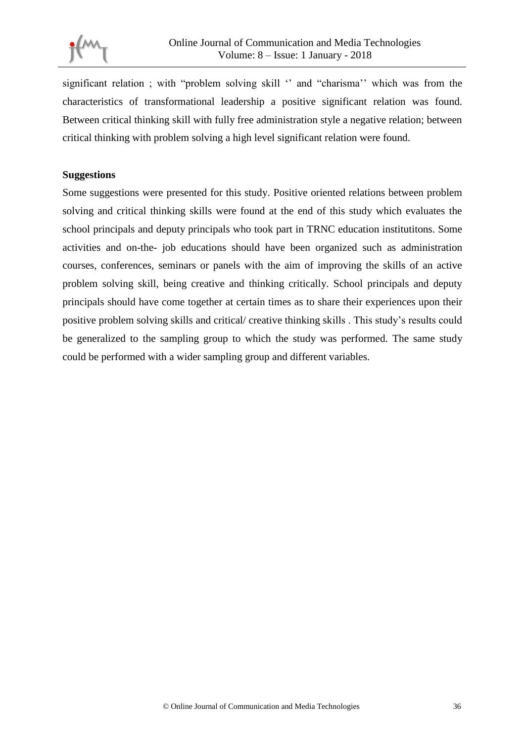significant relation ; with "problem solving skill '' and "charisma'' which was from the characteristics of transformational leadership a positive significant relation was found. Between critical thinking skill with fully free administration style a negative relation; between critical thinking with problem solving a high level significant relation were found.

**Suggestions**

Some suggestions were presented for this study. Positive oriented relations between problem solving and critical thinking skills were found at the end of this study which evaluates the school principals and deputy principals who took part in TRNC education institutitons. Some activities and on-the- job educations should have been organized such as administration courses, conferences, seminars or panels with the aim of improving the skills of an active problem solving skill, being creative and thinking critically. School principals and deputy principals should have come together at certain times as to share their experiences upon their positive problem solving skills and critical/ creative thinking skills . This study's results could be generalized to the sampling group to which the study was performed. The same study could be performed with a wider sampling group and different variables.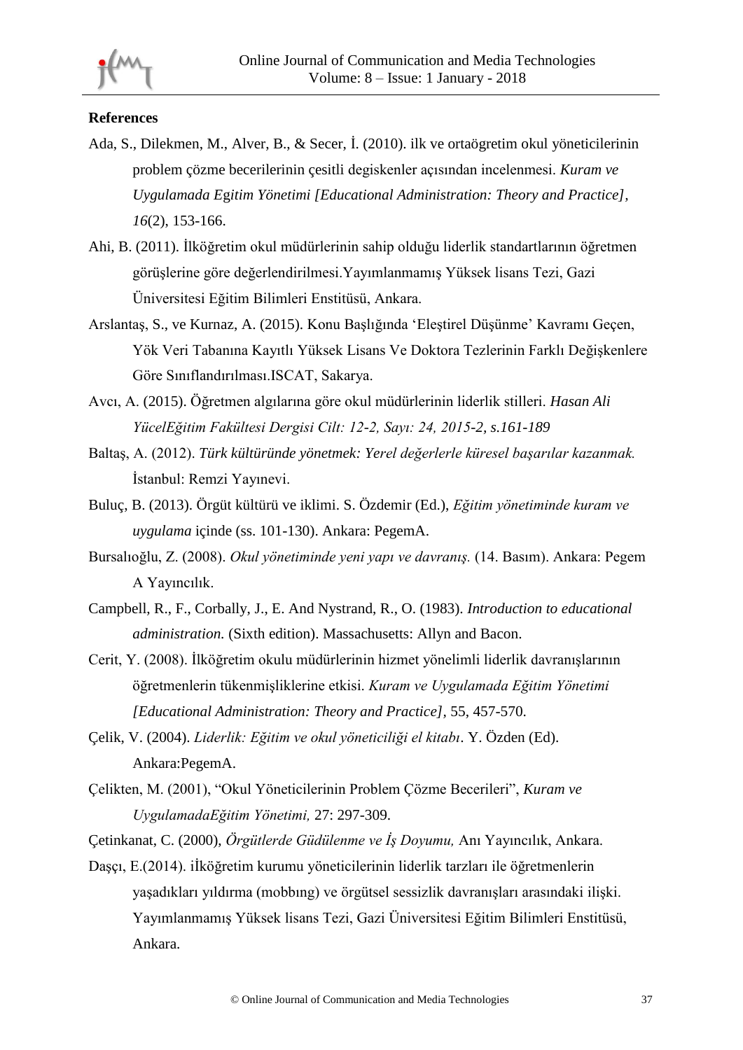**References**

Ada, S., Dilekmen, M., Alver, B., & Secer, İ. (2010). ilk ve ortaögretim okul yöneticilerinin problem çözme becerilerinin çesitli degiskenler açısından incelenmesi. *Kuram ve Uygulamada Egitim Yönetimi [Educational Administration: Theory and Practice], 16*(2), 153-166.

Ahi, B. (2011). İlköğretim okul müdürlerinin sahip olduğu liderlik standartlarının öğretmen görüşlerine göre değerlendirilmesi.Yayımlanmamış Yüksek lisans Tezi, Gazi Üniversitesi Eğitim Bilimleri Enstitüsü, Ankara.

Arslantaş, S., ve Kurnaz, A. (2015). Konu Başlığında 'Eleştirel Düşünme' Kavramı Geçen, Yök Veri Tabanına Kayıtlı Yüksek Lisans Ve Doktora Tezlerinin Farklı Değişkenlere Göre Sınıflandırılması.ISCAT, Sakarya.

Avcı, A. (2015). Öğretmen algılarına göre okul müdürlerinin liderlik stilleri. *Hasan Ali YücelEğitim Fakültesi Dergisi Cilt: 12-2, Sayı: 24, 2015-2, s.161-189*

Baltaş, A. (2012). *Türk kültüründe yönetmek: Yerel değerlerle küresel başarılar kazanmak.* İstanbul: Remzi Yayınevi.

Buluç, B. (2013). Örgüt kültürü ve iklimi. S. Özdemir (Ed.), *Eğitim yönetiminde kuram ve uygulama* içinde (ss. 101-130). Ankara: PegemA.

Bursalıoğlu, Z. (2008). *Okul yönetiminde yeni yapı ve davranış.* (14. Basım). Ankara: Pegem A Yayıncılık.

Campbell, R., F., Corbally, J., E. And Nystrand, R., O. (1983). *Introduction to educational administration.* (Sixth edition). Massachusetts: Allyn and Bacon.

Cerit, Y. (2008). İlköğretim okulu müdürlerinin hizmet yönelimli liderlik davranışlarının öğretmenlerin tükenmişliklerine etkisi. *Kuram ve Uygulamada Eğitim Yönetimi [Educational Administration: Theory and Practice],* 55, 457-570.

Çelik, V. (2004). *Liderlik: Eğitim ve okul yöneticiliği el kitabı*. Y. Özden (Ed). Ankara:PegemA.

Çelikten, M. (2001), "Okul Yöneticilerinin Problem Çözme Becerileri", *Kuram ve UygulamadaEğitim Yönetimi,* 27: 297-309.

Çetinkanat, C. (2000), *Örgütlerde Güdülenme ve İş Doyumu,* Anı Yayıncılık, Ankara.

Daşçı, E.(2014). iİköğretim kurumu yöneticilerinin liderlik tarzları ile öğretmenlerin yaşadıkları yıldırma (mobbıng) ve örgütsel sessizlik davranışları arasındaki ilişki. Yayımlanmamış Yüksek lisans Tezi, Gazi Üniversitesi Eğitim Bilimleri Enstitüsü, Ankara.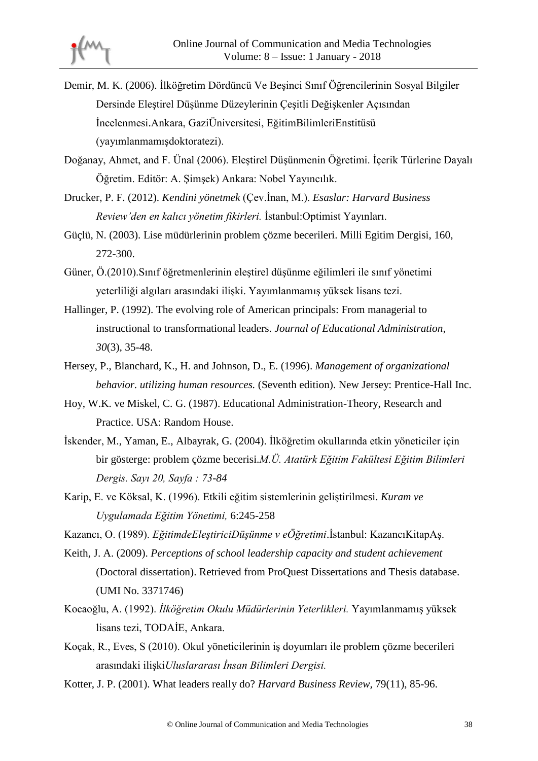Demir, M. K. (2006). İlköğretim Dördüncü Ve Beşinci Sınıf Öğrencilerinin Sosyal Bilgiler Dersinde Eleştirel Düşünme Düzeylerinin Çeşitli Değişkenler Açısından İncelenmesi.Ankara, GaziÜniversitesi, EğitimBilimleriEnstitüsü (yayımlanmamışdoktoratezi).

Doğanay, Ahmet, and F. Ünal (2006). Eleştirel Düşünmenin Öğretimi. İçerik Türlerine Dayalı Öğretim. Editör: A. Şimşek) Ankara: Nobel Yayıncılık.

Drucker, P. F. (2012). *Kendini yönetmek* (Çev.İnan, M.). *Esaslar: Harvard Business Review'den en kalıcı yönetim fikirleri.* İstanbul:Optimist Yayınları.

Güçlü, N. (2003). Lise müdürlerinin problem çözme becerileri. Milli Egitim Dergisi, 160, 272-300.

Güner, Ö.(2010).Sınıf öğretmenlerinin eleştirel düşünme eğilimleri ile sınıf yönetimi yeterliliği algıları arasındaki ilişki. Yayımlanmamış yüksek lisans tezi.

Hallinger, P. (1992). The evolving role of American principals: From managerial to instructional to transformational leaders. *Journal of Educational Administration, 30*(3), 35-48.

Hersey, P., Blanchard, K., H. and Johnson, D., E. (1996). *Management of organizational behavior. utilizing human resources.* (Seventh edition). New Jersey: Prentice-Hall Inc.

Hoy, W.K. ve Miskel, C. G. (1987). Educational Administration-Theory, Research and Practice. USA: Random House.

İskender, M., Yaman, E., Albayrak, G. (2004). İlköğretim okullarında etkin yöneticiler için bir gösterge: problem çözme becerisi.*M.Ü. Atatürk Eğitim Fakültesi Eğitim Bilimleri Dergis. Sayı 20, Sayfa : 73-84*

Karip, E. ve Köksal, K. (1996). Etkili eğitim sistemlerinin geliştirilmesi. *Kuram ve Uygulamada Eğitim Yönetimi,* 6:245-258

Kazancı, O. (1989). *EğitimdeEleştiriciDüşünme v eÖğretimi*.İstanbul: KazancıKitapAş.

Keith, J. A. (2009). *Perceptions of school leadership capacity and student achievement* (Doctoral dissertation). Retrieved from ProQuest Dissertations and Thesis database. (UMI No. 3371746)

Kocaoğlu, A. (1992). *İlköğretim Okulu Müdürlerinin Yeterlikleri.* Yayımlanmamış yüksek lisans tezi, TODAİE, Ankara.

Koçak, R., Eves, S (2010). Okul yöneticilerinin iş doyumları ile problem çözme becerileri arasındaki ilişki*Uluslararası İnsan Bilimleri Dergisi.*

Kotter, J. P. (2001). What leaders really do? *Harvard Business Review,* 79(11), 85-96.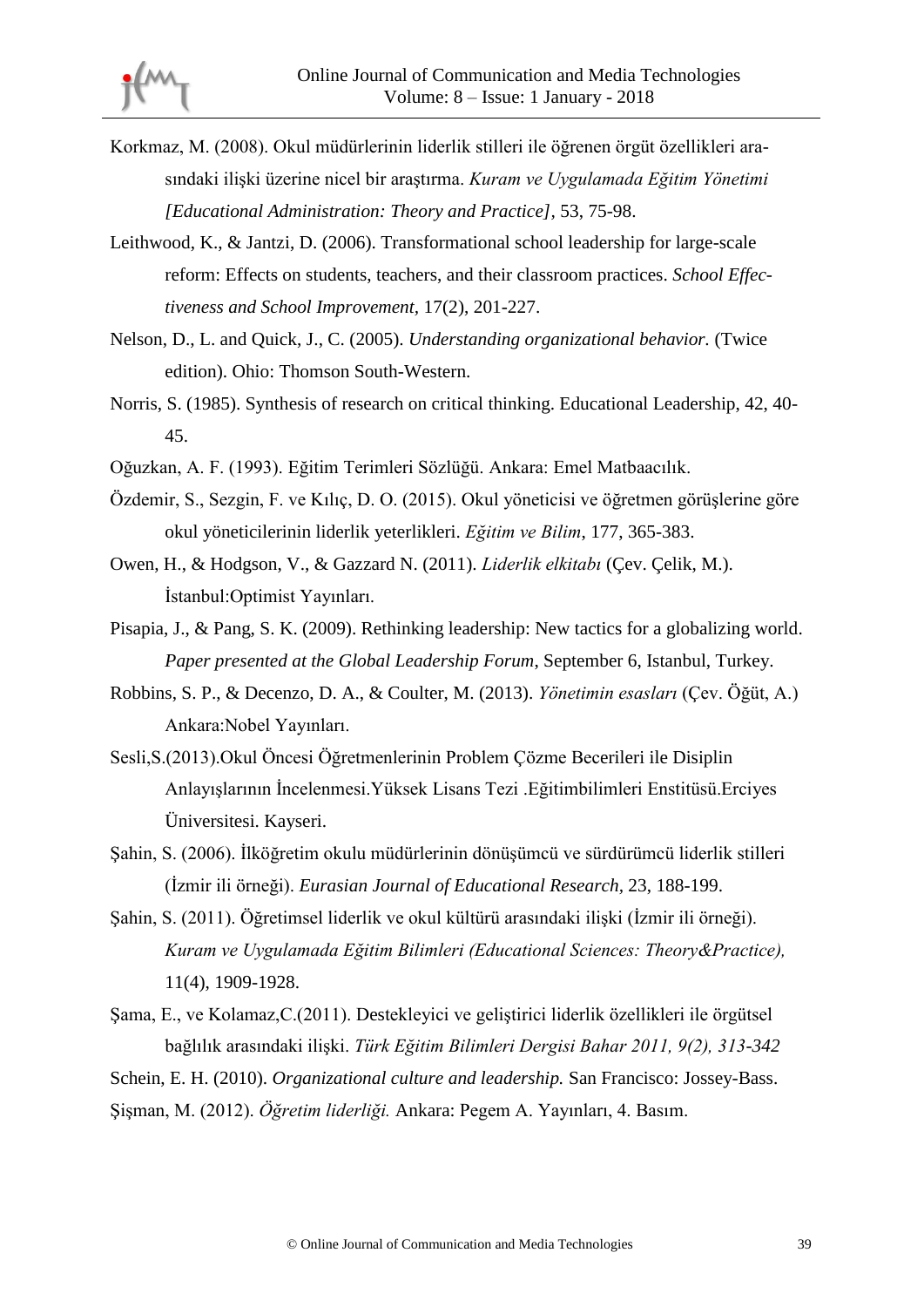Korkmaz, M. (2008). Okul müdürlerinin liderlik stilleri ile öğrenen örgüt özellikleri arasındaki ilişki üzerine nicel bir araştırma. *Kuram ve Uygulamada Eğitim Yönetimi [Educational Administration: Theory and Practice]*, 53, 75-98.

Leithwood, K., & Jantzi, D. (2006). Transformational school leadership for large-scale reform: Effects on students, teachers, and their classroom practices. *School Effectiveness and School Improvement*, 17(2), 201-227.

Nelson, D., L. and Quick, J., C. (2005). *Understanding organizational behavior.* (Twice edition). Ohio: Thomson South-Western.

Norris, S. (1985). Synthesis of research on critical thinking. Educational Leadership, 42, 40-45.

Oğuzkan, A. F. (1993). Eğitim Terimleri Sözlüğü. Ankara: Emel Matbaacılık.

Özdemir, S., Sezgin, F. ve Kılıç, D. O. (2015). Okul yöneticisi ve öğretmen görüşlerine göre okul yöneticilerinin liderlik yeterlikleri. *Eğitim ve Bilim*, 177, 365-383.

Owen, H., & Hodgson, V., & Gazzard N. (2011). *Liderlik elkitabı* (Çev. Çelik, M.). İstanbul:Optimist Yayınları.

Pisapia, J., & Pang, S. K. (2009). Rethinking leadership: New tactics for a globalizing world. *Paper presented at the Global Leadership Forum*, September 6, Istanbul, Turkey.

Robbins, S. P., & Decenzo, D. A., & Coulter, M. (2013). *Yönetimin esasları* (Çev. Öğüt, A.) Ankara:Nobel Yayınları.

Sesli,S.(2013).Okul Öncesi Öğretmenlerinin Problem Çözme Becerileri ile Disiplin Anlayışlarının İncelenmesi.Yüksek Lisans Tezi .Eğitimbilimleri Enstitüsü.Erciyes Üniversitesi. Kayseri.

Şahin, S. (2006). İlköğretim okulu müdürlerinin dönüşümcü ve sürdürümcü liderlik stilleri (İzmir ili örneği). *Eurasian Journal of Educational Research*, 23, 188-199.

Şahin, S. (2011). Öğretimsel liderlik ve okul kültürü arasındaki ilişki (İzmir ili örneği). *Kuram ve Uygulamada Eğitim Bilimleri (Educational Sciences: Theory&Practice),* 11(4), 1909-1928.

Şama, E., ve Kolamaz,C.(2011). Destekleyici ve geliştirici liderlik özellikleri ile örgütsel bağlılık arasındaki ilişki. *Türk Eğitim Bilimleri Dergisi Bahar 2011, 9(2), 313-342*

Schein, E. H. (2010). *Organizational culture and leadership.* San Francisco: Jossey-Bass.

Şişman, M. (2012). *Öğretim liderliği.* Ankara: Pegem A. Yayınları, 4. Basım.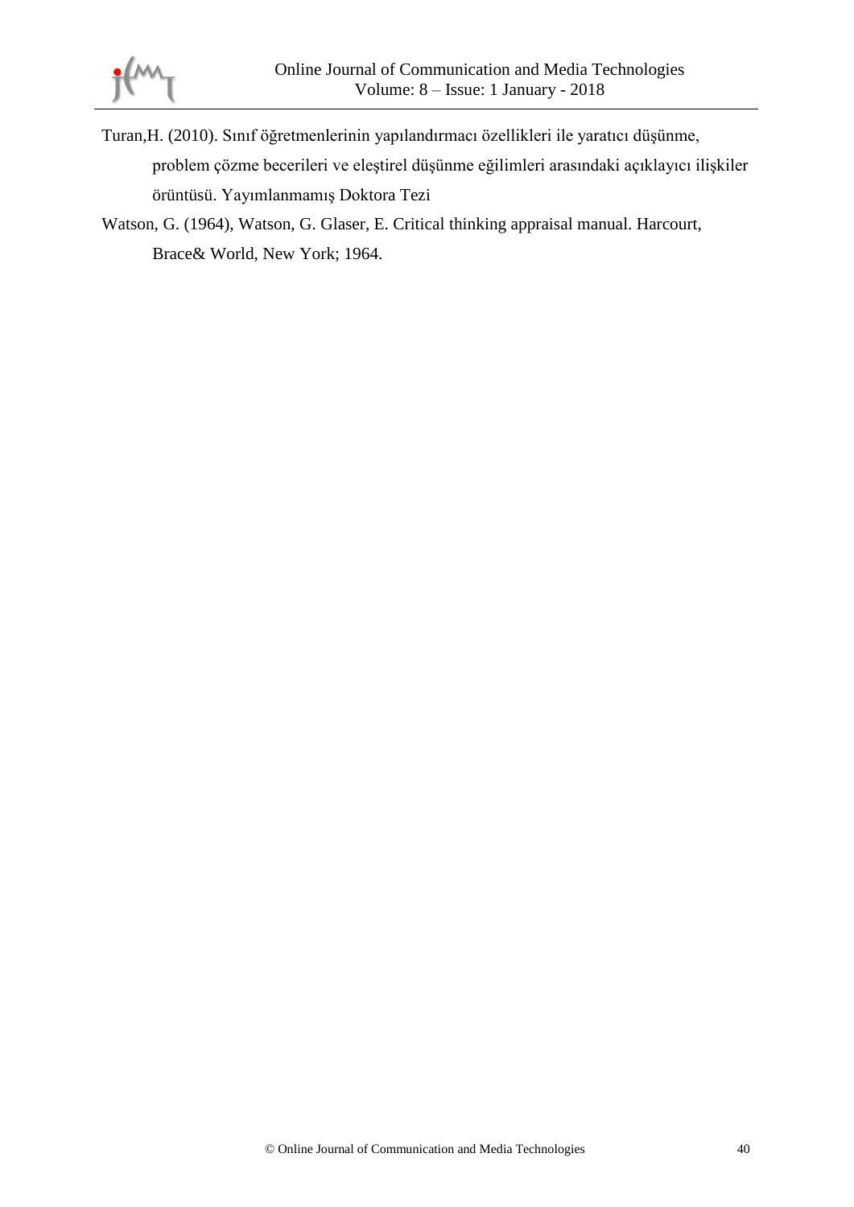Turan,H. (2010). Sınıf öğretmenlerinin yapılandırmacı özellikleri ile yaratıcı düşünme, problem çözme becerileri ve eleştirel düşünme eğilimleri arasındaki açıklayıcı ilişkiler örüntüsü. Yayımlanmamış Doktora Tezi

Watson, G. (1964), Watson, G. Glaser, E. Critical thinking appraisal manual. Harcourt, Brace& World, New York; 1964.